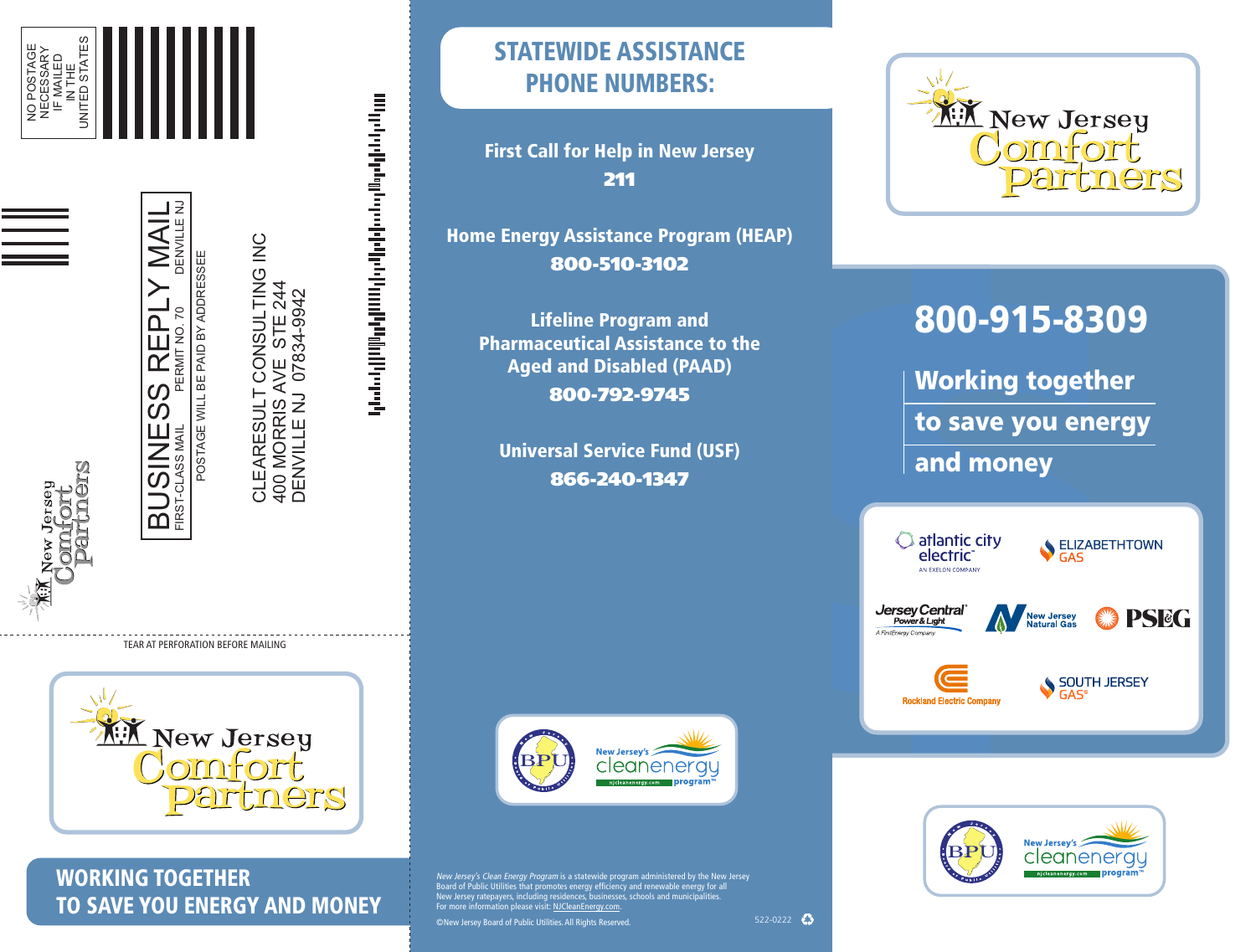NO POSTAGE NECESSARY IF MAILED IN THE UNITED STATES

# BUSINESS REPLY MAIL

FIRST-CLASS MAIL PERMIT NO. 70 DENVILLE NJ

POSTAGE WILL BE PAID BY ADDRESSEE

CLEARESULT CONSULTING INC
400 MORRIS AVE STE 244
DENVILLE NJ 07834-9942

New Jersey Comfort Partners

TEAR AT PERFORATION BEFORE MAILING

New Jersey Comfort Partners

**WORKING TOGETHER TO SAVE YOU ENERGY AND MONEY**

## STATEWIDE ASSISTANCE PHONE NUMBERS:

**First Call for Help in New Jersey**
**211**

**Home Energy Assistance Program (HEAP)**
**800-510-3102**

**Lifeline Program and Pharmaceutical Assistance to the Aged and Disabled (PAAD)**
**800-792-9745**

**Universal Service Fund (USF)**
**866-240-1347**

BPU — New Jersey's cleanenergy program — njcleanenergy.com

*New Jersey's Clean Energy Program* is a statewide program administered by the New Jersey Board of Public Utilities that promotes energy efficiency and renewable energy for all New Jersey ratepayers, including residents, businesses, schools and municipalities. For more information please visit: NJCleanEnergy.com.

©New Jersey Board of Public Utilities. All Rights Reserved.

522-0222

# New Jersey Comfort Partners

## 800-915-8309

**Working together to save you energy and money**

atlantic city electric — AN EXELON COMPANY
ELIZABETHTOWN GAS
Jersey Central Power & Light — A FirstEnergy Company
New Jersey Natural Gas
PSEG
Rockland Electric Company
SOUTH JERSEY GAS

BPU — New Jersey's cleanenergy program — njcleanenergy.com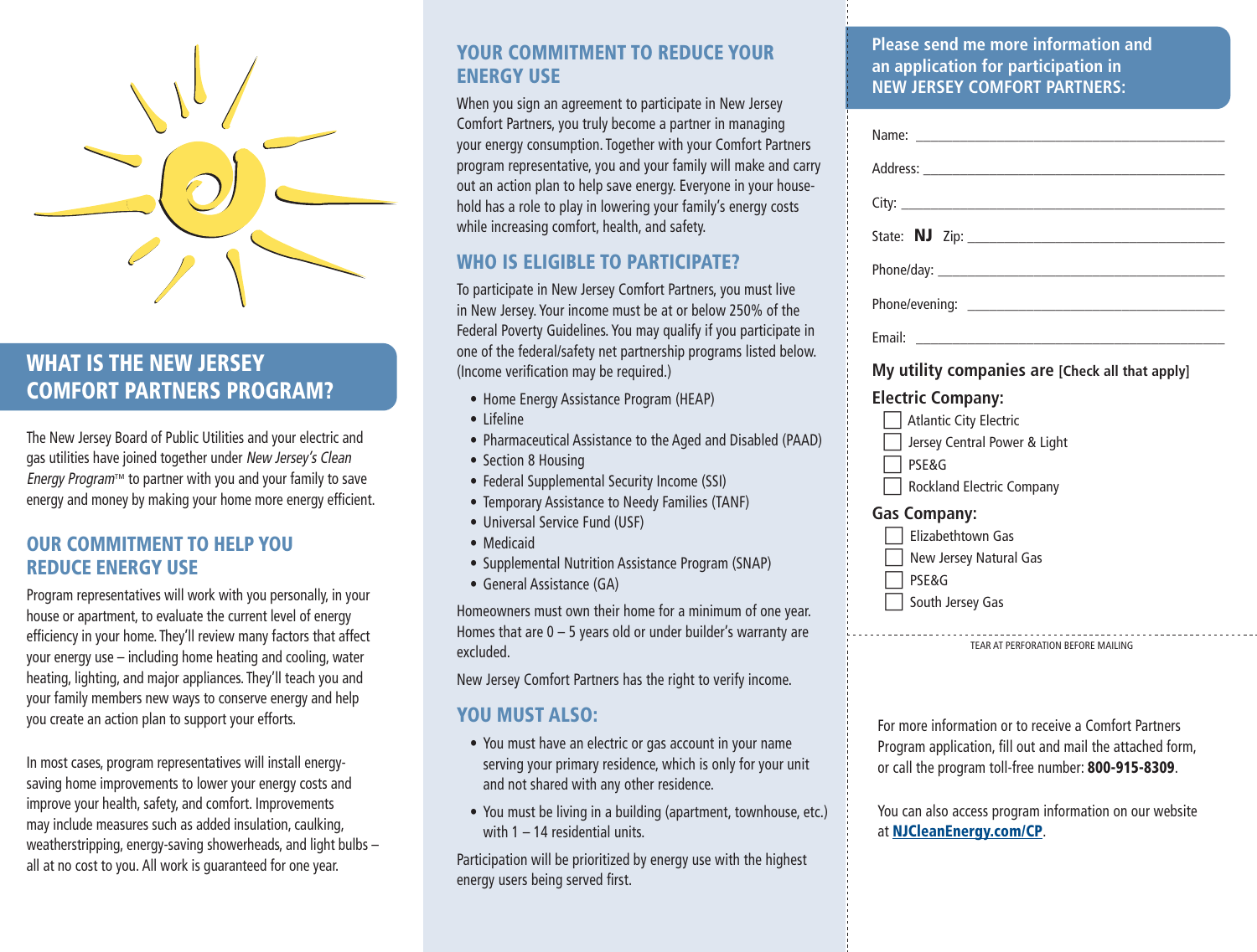## WHAT IS THE NEW JERSEY COMFORT PARTNERS PROGRAM?

The New Jersey Board of Public Utilities and your electric and gas utilities have joined together under *New Jersey's Clean Energy Program*™ to partner with you and your family to save energy and money by making your home more energy efficient.

## OUR COMMITMENT TO HELP YOU REDUCE ENERGY USE

Program representatives will work with you personally, in your house or apartment, to evaluate the current level of energy efficiency in your home. They'll review many factors that affect your energy use – including home heating and cooling, water heating, lighting, and major appliances. They'll teach you and your family members new ways to conserve energy and help you create an action plan to support your efforts.

In most cases, program representatives will install energy-saving home improvements to lower your energy costs and improve your health, safety, and comfort. Improvements may include measures such as added insulation, caulking, weatherstripping, energy-saving showerheads, and light bulbs – all at no cost to you. All work is guaranteed for one year.

## YOUR COMMITMENT TO REDUCE YOUR ENERGY USE

When you sign an agreement to participate in New Jersey Comfort Partners, you truly become a partner in managing your energy consumption. Together with your Comfort Partners program representative, you and your family will make and carry out an action plan to help save energy. Everyone in your household has a role to play in lowering your family's energy costs while increasing comfort, health, and safety.

## WHO IS ELIGIBLE TO PARTICIPATE?

To participate in New Jersey Comfort Partners, you must live in New Jersey. Your income must be at or below 250% of the Federal Poverty Guidelines. You may qualify if you participate in one of the federal/safety net partnership programs listed below. (Income verification may be required.)

- Home Energy Assistance Program (HEAP)
- Lifeline
- Pharmaceutical Assistance to the Aged and Disabled (PAAD)
- Section 8 Housing
- Federal Supplemental Security Income (SSI)
- Temporary Assistance to Needy Families (TANF)
- Universal Service Fund (USF)
- Medicaid
- Supplemental Nutrition Assistance Program (SNAP)
- General Assistance (GA)

Homeowners must own their home for a minimum of one year. Homes that are 0 – 5 years old or under builder's warranty are excluded.

New Jersey Comfort Partners has the right to verify income.

## YOU MUST ALSO:

- You must have an electric or gas account in your name serving your primary residence, which is only for your unit and not shared with any other residence.
- You must be living in a building (apartment, townhouse, etc.) with 1 – 14 residential units.

Participation will be prioritized by energy use with the highest energy users being served first.

## Please send me more information and an application for participation in NEW JERSEY COMFORT PARTNERS:

Name: ______________________________

Address: ______________________________

City: ______________________________

State: **NJ** Zip: ______________________________

Phone/day: ______________________________

Phone/evening: ______________________________

Email: ______________________________

**My utility companies are** [Check all that apply]

**Electric Company:**

- ☐ Atlantic City Electric
- ☐ Jersey Central Power & Light
- ☐ PSE&G
- ☐ Rockland Electric Company

**Gas Company:**

- ☐ Elizabethtown Gas
- ☐ New Jersey Natural Gas
- ☐ PSE&G
- ☐ South Jersey Gas

TEAR AT PERFORATION BEFORE MAILING

For more information or to receive a Comfort Partners Program application, fill out and mail the attached form, or call the program toll-free number: **800-915-8309**.

You can also access program information on our website at **NJCleanEnergy.com/CP**.